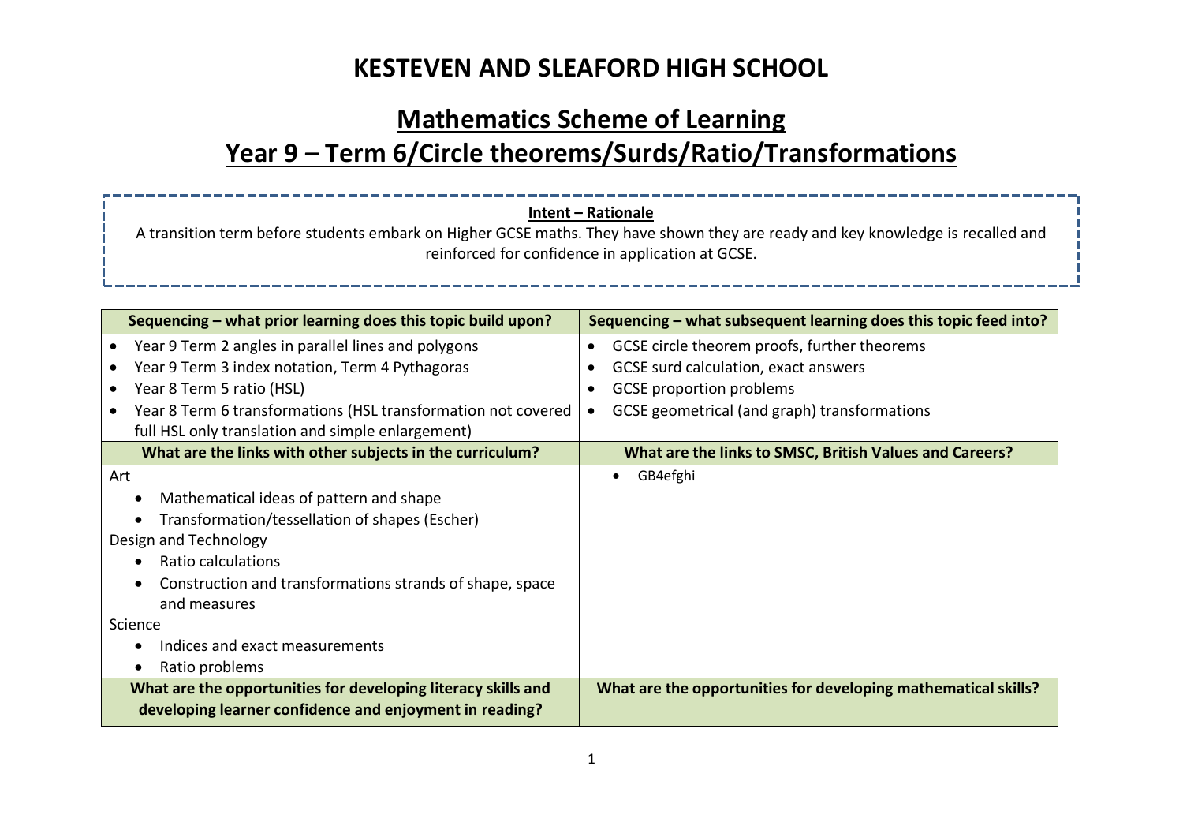# KESTEVEN AND SLEAFORD HIGH SCHOOL

## Mathematics Scheme of Learning

## Year 9 – Term 6/Circle theorems/Surds/Ratio/Transformations

**Intent – Rationale**

A transition term before students embark on Higher GCSE maths. They have shown they are ready and key knowledge is recalled and reinforced for confidence in application at GCSE.

| Sequencing – what prior learning does this topic build upon? | Sequencing – what subsequent learning does this topic feed into? |
|---|---|
| • Year 9 Term 2 angles in parallel lines and polygons<br>• Year 9 Term 3 index notation, Term 4 Pythagoras<br>• Year 8 Term 5 ratio (HSL)<br>• Year 8 Term 6 transformations (HSL transformation not covered full HSL only translation and simple enlargement) | • GCSE circle theorem proofs, further theorems<br>• GCSE surd calculation, exact answers<br>• GCSE proportion problems<br>• GCSE geometrical (and graph) transformations |
| **What are the links with other subjects in the curriculum?** | **What are the links to SMSC, British Values and Careers?** |
| Art<br>• Mathematical ideas of pattern and shape<br>• Transformation/tessellation of shapes (Escher)<br>Design and Technology<br>• Ratio calculations<br>• Construction and transformations strands of shape, space and measures<br>Science<br>• Indices and exact measurements<br>• Ratio problems | • GB4efghi |
| **What are the opportunities for developing literacy skills and developing learner confidence and enjoyment in reading?** | **What are the opportunities for developing mathematical skills?** |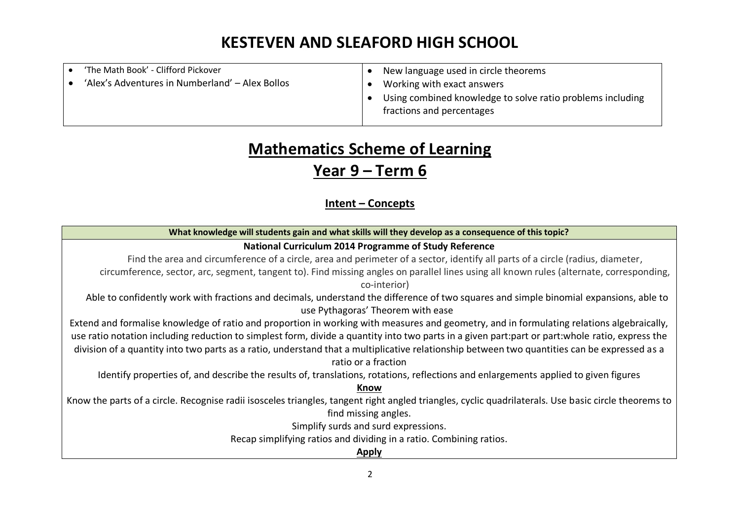# KESTEVEN AND SLEAFORD HIGH SCHOOL

| | |
|---|---|
| • 'The Math Book' - Clifford Pickover<br>• 'Alex's Adventures in Numberland' – Alex Bollos | • New language used in circle theorems<br>• Working with exact answers<br>• Using combined knowledge to solve ratio problems including fractions and percentages |

# Mathematics Scheme of Learning

## Year 9 – Term 6

### Intent – Concepts

| What knowledge will students gain and what skills will they develop as a consequence of this topic? |
|---|
| **National Curriculum 2014 Programme of Study Reference**<br>Find the area and circumference of a circle, area and perimeter of a sector, identify all parts of a circle (radius, diameter, circumference, sector, arc, segment, tangent to). Find missing angles on parallel lines using all known rules (alternate, corresponding, co-interior)<br>Able to confidently work with fractions and decimals, understand the difference of two squares and simple binomial expansions, able to use Pythagoras' Theorem with ease<br>Extend and formalise knowledge of ratio and proportion in working with measures and geometry, and in formulating relations algebraically, use ratio notation including reduction to simplest form, divide a quantity into two parts in a given part:part or part:whole ratio, express the division of a quantity into two parts as a ratio, understand that a multiplicative relationship between two quantities can be expressed as a ratio or a fraction<br>Identify properties of, and describe the results of, translations, rotations, reflections and enlargements applied to given figures<br>**Know**<br>Know the parts of a circle. Recognise radii isosceles triangles, tangent right angled triangles, cyclic quadrilaterals. Use basic circle theorems to find missing angles.<br>Simplify surds and surd expressions.<br>Recap simplifying ratios and dividing in a ratio. Combining ratios.<br>**Apply** |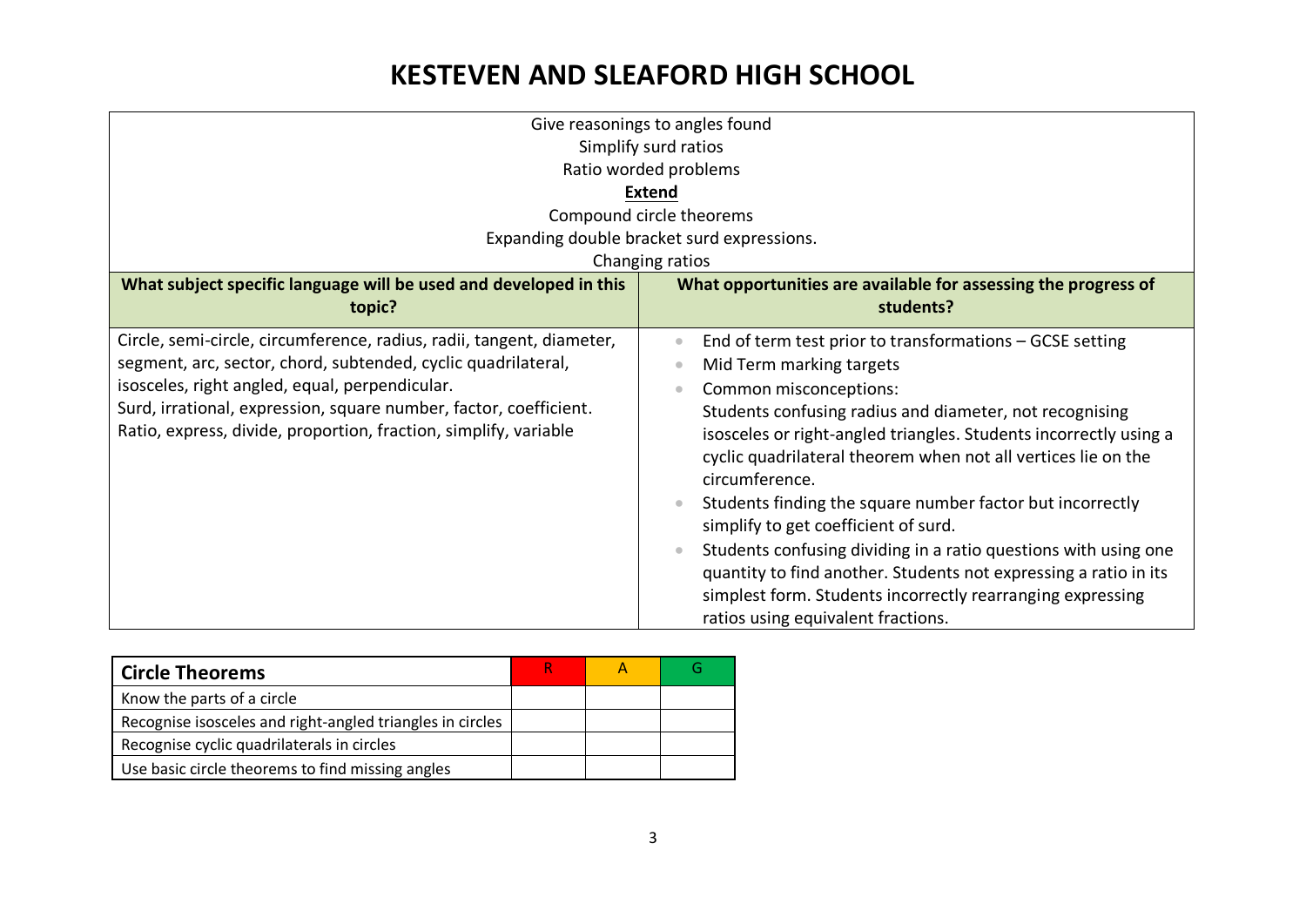# KESTEVEN AND SLEAFORD HIGH SCHOOL

| | |
|---|---|
| Give reasonings to angles found<br>Simplify surd ratios<br>Ratio worded problems<br>**Extend**<br>Compound circle theorems<br>Expanding double bracket surd expressions.<br>Changing ratios | |
| **What subject specific language will be used and developed in this topic?** | **What opportunities are available for assessing the progress of students?** |
| Circle, semi-circle, circumference, radius, radii, tangent, diameter, segment, arc, sector, chord, subtended, cyclic quadrilateral, isosceles, right angled, equal, perpendicular.<br>Surd, irrational, expression, square number, factor, coefficient.<br>Ratio, express, divide, proportion, fraction, simplify, variable | • End of term test prior to transformations – GCSE setting<br>• Mid Term marking targets<br>• Common misconceptions:<br>Students confusing radius and diameter, not recognising isosceles or right-angled triangles. Students incorrectly using a cyclic quadrilateral theorem when not all vertices lie on the circumference.<br>• Students finding the square number factor but incorrectly simplify to get coefficient of surd.<br>• Students confusing dividing in a ratio questions with using one quantity to find another. Students not expressing a ratio in its simplest form. Students incorrectly rearranging expressing ratios using equivalent fractions. |

| **Circle Theorems** | R | A | G |
|---|---|---|---|
| Know the parts of a circle | | | |
| Recognise isosceles and right-angled triangles in circles | | | |
| Recognise cyclic quadrilaterals in circles | | | |
| Use basic circle theorems to find missing angles | | | |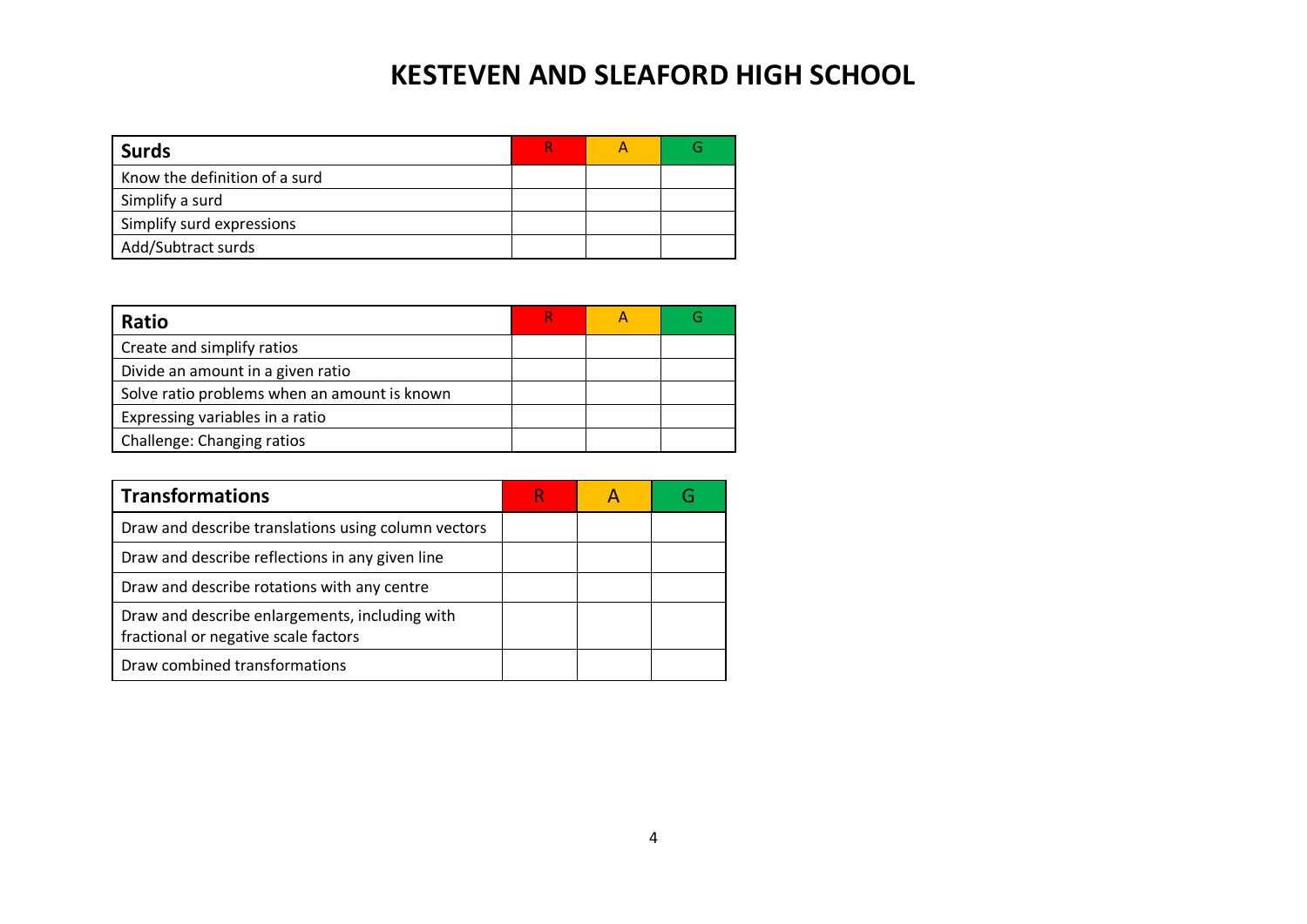# KESTEVEN AND SLEAFORD HIGH SCHOOL

| Surds | R | A | G |
|---|---|---|---|
| Know the definition of a surd | | | |
| Simplify a surd | | | |
| Simplify surd expressions | | | |
| Add/Subtract surds | | | |

| Ratio | R | A | G |
|---|---|---|---|
| Create and simplify ratios | | | |
| Divide an amount in a given ratio | | | |
| Solve ratio problems when an amount is known | | | |
| Expressing variables in a ratio | | | |
| Challenge: Changing ratios | | | |

| Transformations | R | A | G |
|---|---|---|---|
| Draw and describe translations using column vectors | | | |
| Draw and describe reflections in any given line | | | |
| Draw and describe rotations with any centre | | | |
| Draw and describe enlargements, including with fractional or negative scale factors | | | |
| Draw combined transformations | | | |